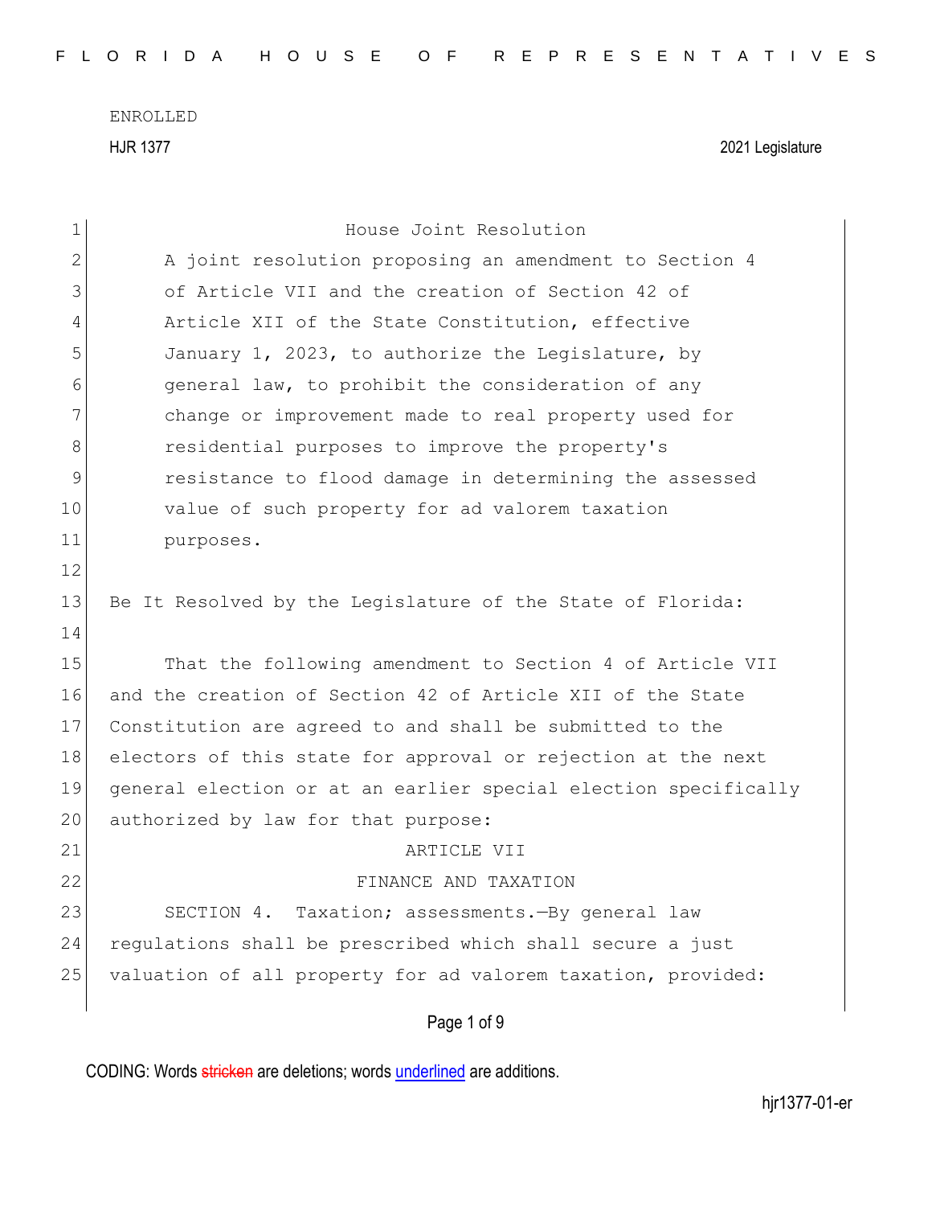ENROLLED

HJR 1377 2021 Legislature

House Joint Resolution

A joint resolution proposing an amendment to Section 4 of Article VII and the creation of Section 42 of Article XII of the State Constitution, effective January 1, 2023, to authorize the Legislature, by general law, to prohibit the consideration of any change or improvement made to real property used for residential purposes to improve the property's resistance to flood damage in determining the assessed value of such property for ad valorem taxation purposes.

Be It Resolved by the Legislature of the State of Florida:

That the following amendment to Section 4 of Article VII and the creation of Section 42 of Article XII of the State Constitution are agreed to and shall be submitted to the electors of this state for approval or rejection at the next general election or at an earlier special election specifically authorized by law for that purpose:

ARTICLE VII

FINANCE AND TAXATION

SECTION 4. Taxation; assessments.—By general law regulations shall be prescribed which shall secure a just valuation of all property for ad valorem taxation, provided:

CODING: Words stricken are deletions; words underlined are additions.

hjr1377-01-er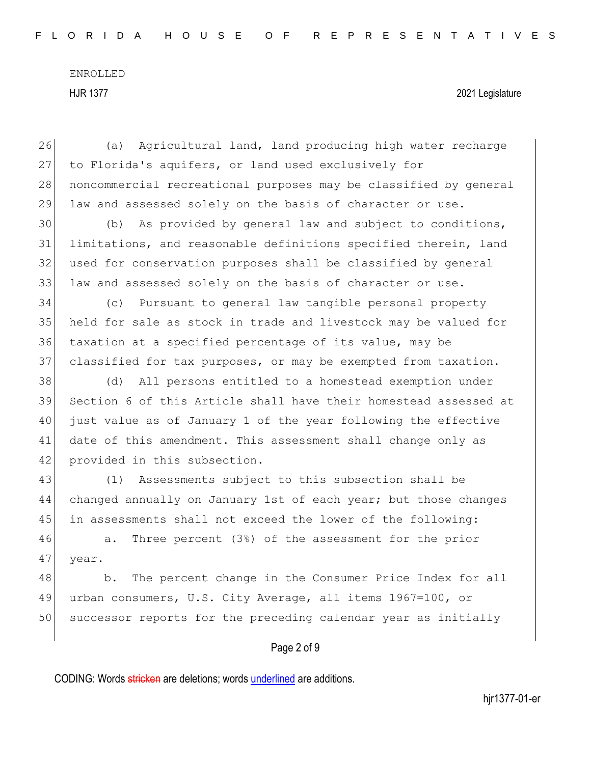(a) Agricultural land, land producing high water recharge to Florida's aquifers, or land used exclusively for noncommercial recreational purposes may be classified by general law and assessed solely on the basis of character or use.

(b) As provided by general law and subject to conditions, limitations, and reasonable definitions specified therein, land used for conservation purposes shall be classified by general law and assessed solely on the basis of character or use.

(c) Pursuant to general law tangible personal property held for sale as stock in trade and livestock may be valued for taxation at a specified percentage of its value, may be classified for tax purposes, or may be exempted from taxation.

(d) All persons entitled to a homestead exemption under Section 6 of this Article shall have their homestead assessed at just value as of January 1 of the year following the effective date of this amendment. This assessment shall change only as provided in this subsection.

(1) Assessments subject to this subsection shall be changed annually on January 1st of each year; but those changes in assessments shall not exceed the lower of the following:

a. Three percent (3%) of the assessment for the prior year.

b. The percent change in the Consumer Price Index for all urban consumers, U.S. City Average, all items 1967=100, or successor reports for the preceding calendar year as initially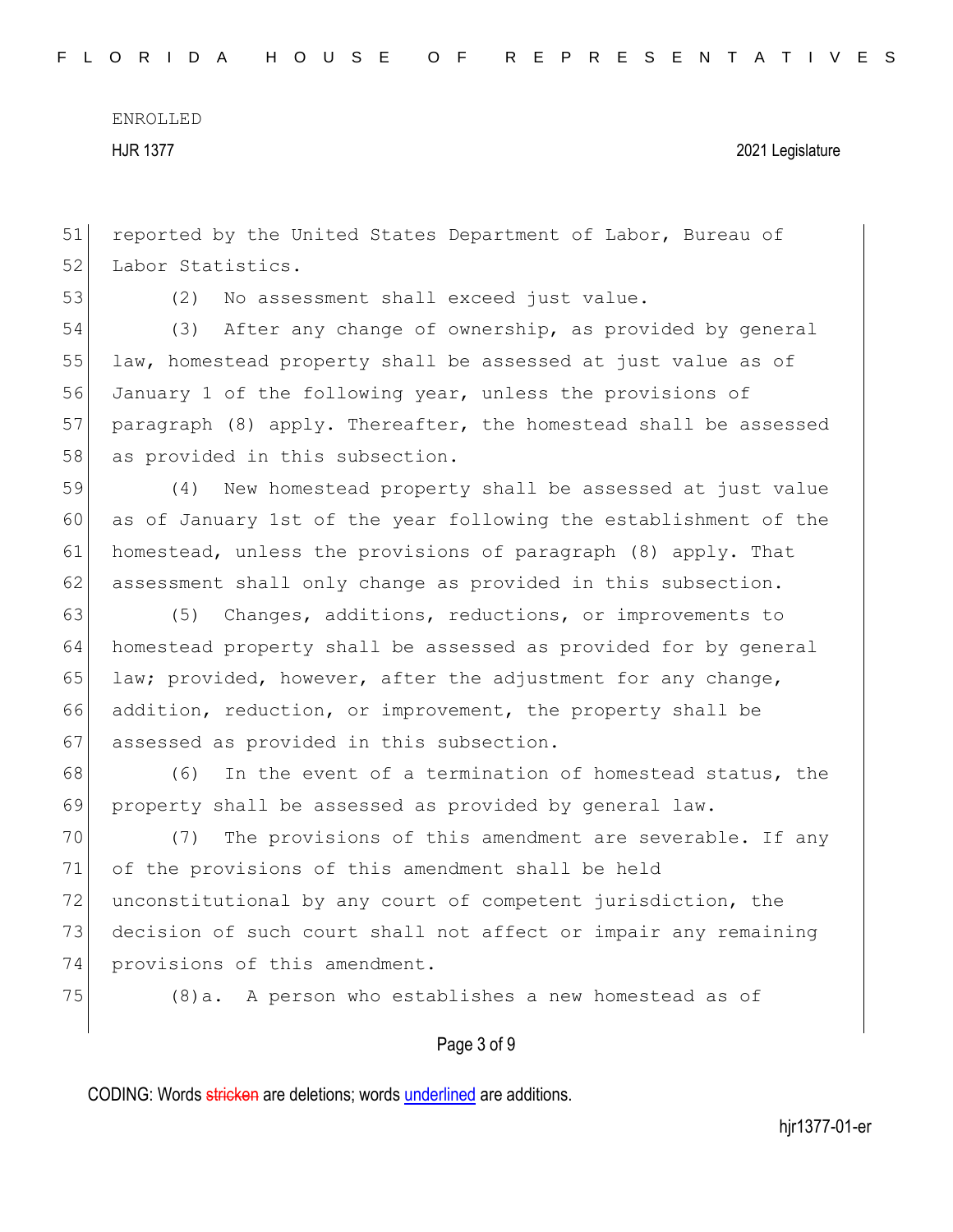reported by the United States Department of Labor, Bureau of Labor Statistics.

(2) No assessment shall exceed just value.

(3) After any change of ownership, as provided by general law, homestead property shall be assessed at just value as of January 1 of the following year, unless the provisions of paragraph (8) apply. Thereafter, the homestead shall be assessed as provided in this subsection.

(4) New homestead property shall be assessed at just value as of January 1st of the year following the establishment of the homestead, unless the provisions of paragraph (8) apply. That assessment shall only change as provided in this subsection.

(5) Changes, additions, reductions, or improvements to homestead property shall be assessed as provided for by general law; provided, however, after the adjustment for any change, addition, reduction, or improvement, the property shall be assessed as provided in this subsection.

(6) In the event of a termination of homestead status, the property shall be assessed as provided by general law.

(7) The provisions of this amendment are severable. If any of the provisions of this amendment shall be held unconstitutional by any court of competent jurisdiction, the decision of such court shall not affect or impair any remaining provisions of this amendment.

(8)a. A person who establishes a new homestead as of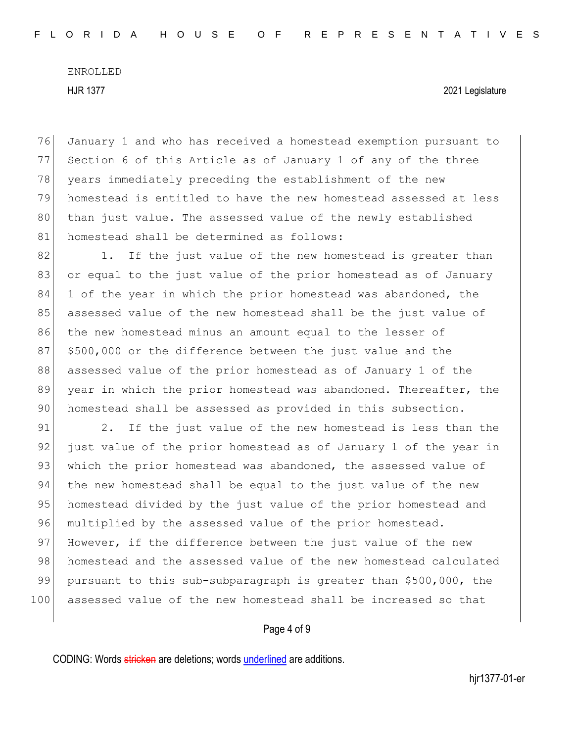January 1 and who has received a homestead exemption pursuant to Section 6 of this Article as of January 1 of any of the three years immediately preceding the establishment of the new homestead is entitled to have the new homestead assessed at less than just value. The assessed value of the newly established homestead shall be determined as follows:

1. If the just value of the new homestead is greater than or equal to the just value of the prior homestead as of January 1 of the year in which the prior homestead was abandoned, the assessed value of the new homestead shall be the just value of the new homestead minus an amount equal to the lesser of $500,000 or the difference between the just value and the assessed value of the prior homestead as of January 1 of the year in which the prior homestead was abandoned. Thereafter, the homestead shall be assessed as provided in this subsection.

2. If the just value of the new homestead is less than the just value of the prior homestead as of January 1 of the year in which the prior homestead was abandoned, the assessed value of the new homestead shall be equal to the just value of the new homestead divided by the just value of the prior homestead and multiplied by the assessed value of the prior homestead. However, if the difference between the just value of the new homestead and the assessed value of the new homestead calculated pursuant to this sub-subparagraph is greater than $500,000, the assessed value of the new homestead shall be increased so that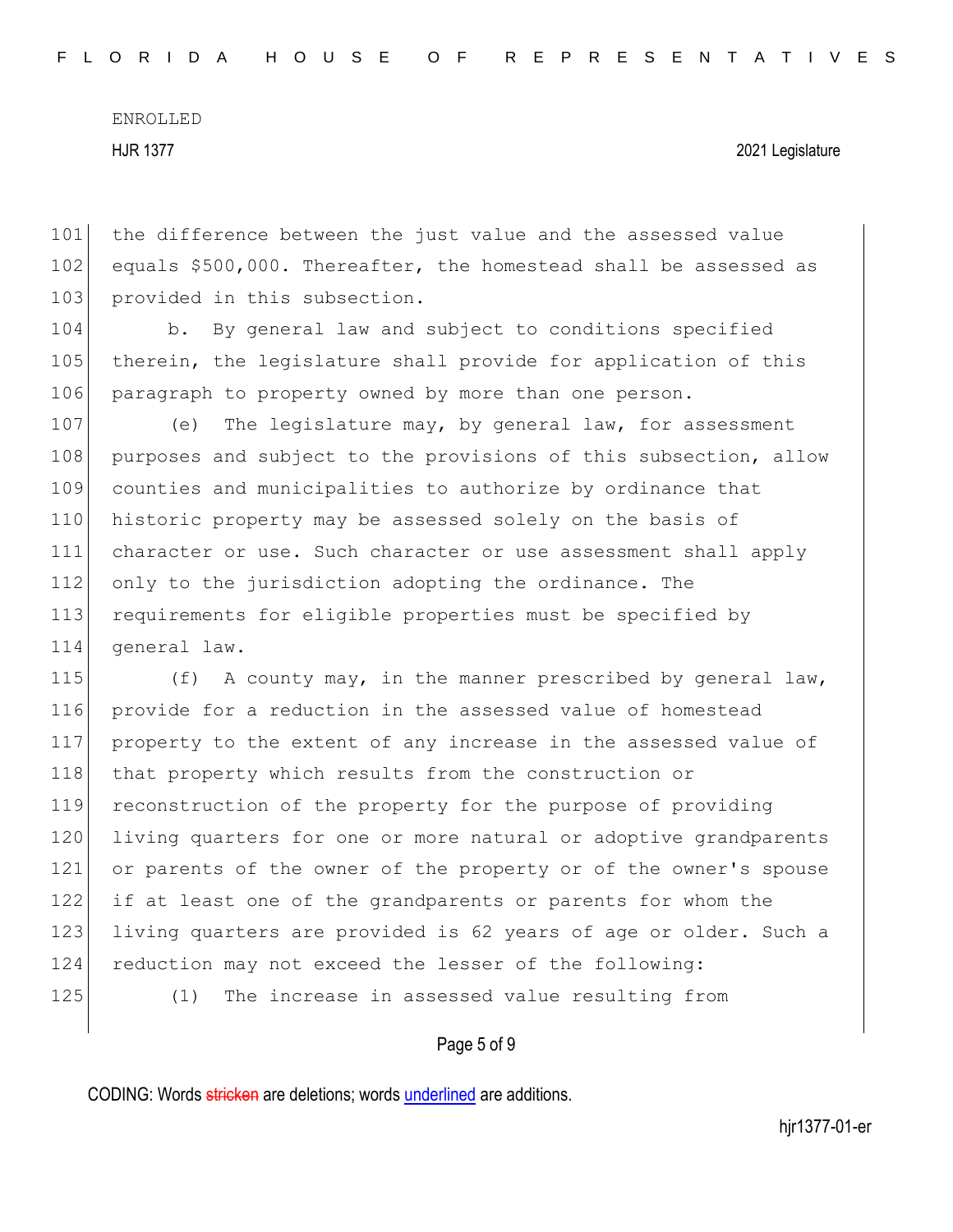the difference between the just value and the assessed value equals $500,000. Thereafter, the homestead shall be assessed as provided in this subsection.

b. By general law and subject to conditions specified therein, the legislature shall provide for application of this paragraph to property owned by more than one person.

(e) The legislature may, by general law, for assessment purposes and subject to the provisions of this subsection, allow counties and municipalities to authorize by ordinance that historic property may be assessed solely on the basis of character or use. Such character or use assessment shall apply only to the jurisdiction adopting the ordinance. The requirements for eligible properties must be specified by general law.

(f) A county may, in the manner prescribed by general law, provide for a reduction in the assessed value of homestead property to the extent of any increase in the assessed value of that property which results from the construction or reconstruction of the property for the purpose of providing living quarters for one or more natural or adoptive grandparents or parents of the owner of the property or of the owner's spouse if at least one of the grandparents or parents for whom the living quarters are provided is 62 years of age or older. Such a reduction may not exceed the lesser of the following:

(1) The increase in assessed value resulting from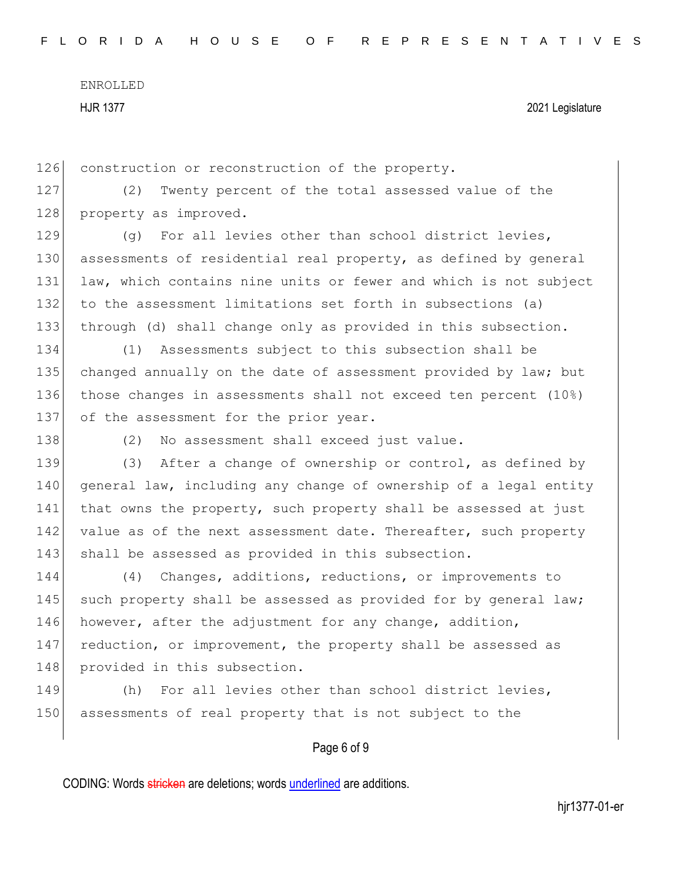construction or reconstruction of the property.

(2) Twenty percent of the total assessed value of the property as improved.

(g) For all levies other than school district levies, assessments of residential real property, as defined by general law, which contains nine units or fewer and which is not subject to the assessment limitations set forth in subsections (a) through (d) shall change only as provided in this subsection.

(1) Assessments subject to this subsection shall be changed annually on the date of assessment provided by law; but those changes in assessments shall not exceed ten percent (10%) of the assessment for the prior year.

(2) No assessment shall exceed just value.

(3) After a change of ownership or control, as defined by general law, including any change of ownership of a legal entity that owns the property, such property shall be assessed at just value as of the next assessment date. Thereafter, such property shall be assessed as provided in this subsection.

(4) Changes, additions, reductions, or improvements to such property shall be assessed as provided for by general law; however, after the adjustment for any change, addition, reduction, or improvement, the property shall be assessed as provided in this subsection.

(h) For all levies other than school district levies, assessments of real property that is not subject to the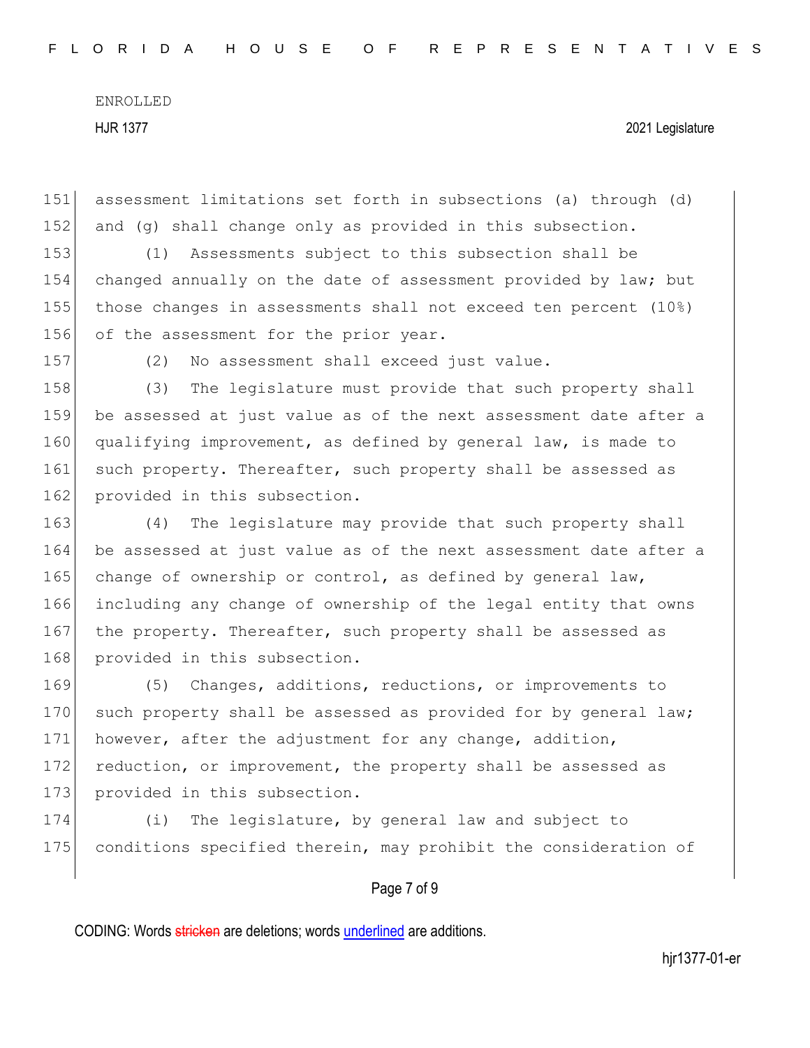assessment limitations set forth in subsections (a) through (d) and (g) shall change only as provided in this subsection.

(1) Assessments subject to this subsection shall be changed annually on the date of assessment provided by law; but those changes in assessments shall not exceed ten percent (10%) of the assessment for the prior year.

(2) No assessment shall exceed just value.

(3) The legislature must provide that such property shall be assessed at just value as of the next assessment date after a qualifying improvement, as defined by general law, is made to such property. Thereafter, such property shall be assessed as provided in this subsection.

(4) The legislature may provide that such property shall be assessed at just value as of the next assessment date after a change of ownership or control, as defined by general law, including any change of ownership of the legal entity that owns the property. Thereafter, such property shall be assessed as provided in this subsection.

(5) Changes, additions, reductions, or improvements to such property shall be assessed as provided for by general law; however, after the adjustment for any change, addition, reduction, or improvement, the property shall be assessed as provided in this subsection.

(i) The legislature, by general law and subject to conditions specified therein, may prohibit the consideration of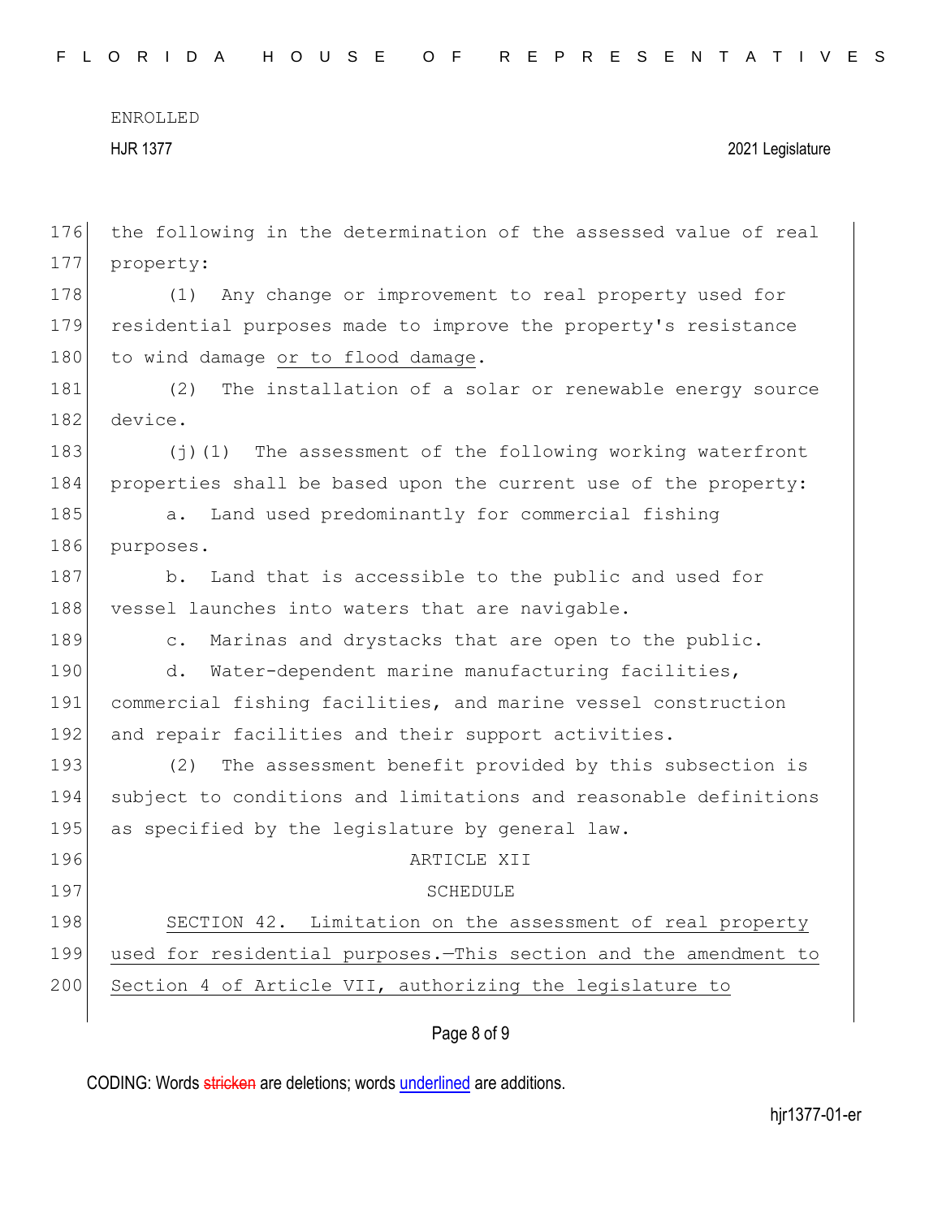the following in the determination of the assessed value of real property:

(1) Any change or improvement to real property used for residential purposes made to improve the property's resistance to wind damage <u>or to flood damage</u>.

(2) The installation of a solar or renewable energy source device.

(j)(1) The assessment of the following working waterfront properties shall be based upon the current use of the property:

a. Land used predominantly for commercial fishing purposes.

b. Land that is accessible to the public and used for vessel launches into waters that are navigable.

c. Marinas and drystacks that are open to the public.

d. Water-dependent marine manufacturing facilities, commercial fishing facilities, and marine vessel construction and repair facilities and their support activities.

(2) The assessment benefit provided by this subsection is subject to conditions and limitations and reasonable definitions as specified by the legislature by general law.

ARTICLE XII

SCHEDULE

<u>SECTION 42. Limitation on the assessment of real property used for residential purposes.—This section and the amendment to Section 4 of Article VII, authorizing the legislature to</u>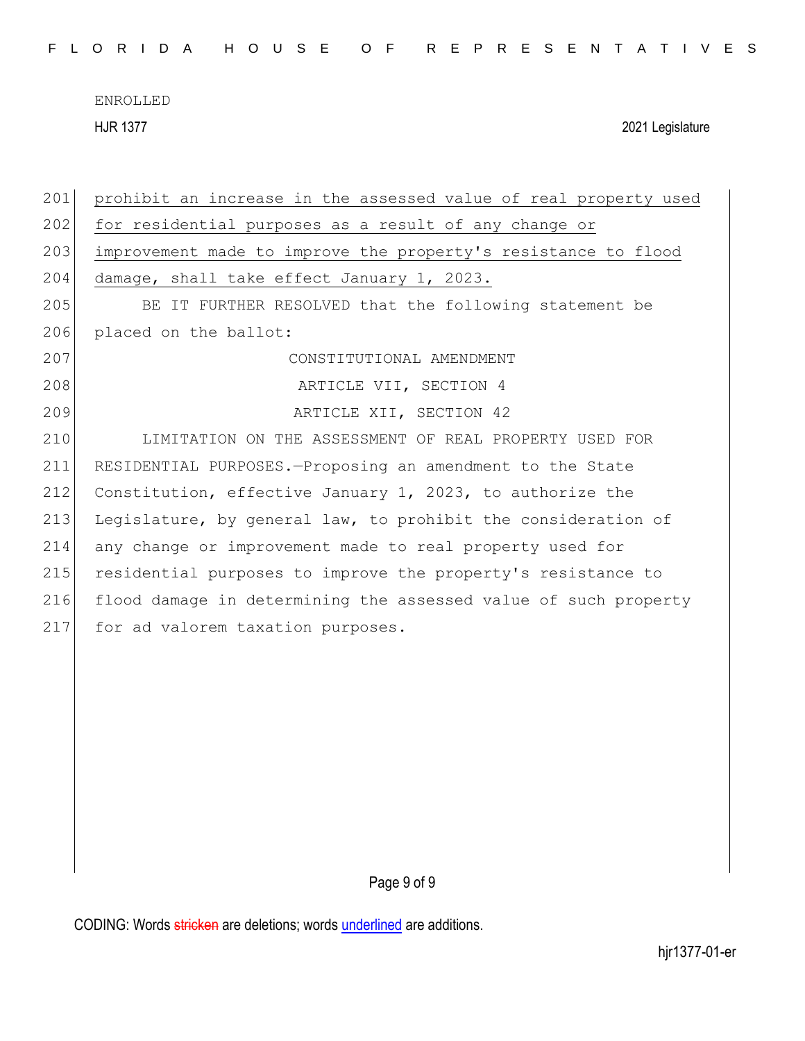prohibit an increase in the assessed value of real property used for residential purposes as a result of any change or improvement made to improve the property's resistance to flood damage, shall take effect January 1, 2023.

BE IT FURTHER RESOLVED that the following statement be placed on the ballot:

CONSTITUTIONAL AMENDMENT

ARTICLE VII, SECTION 4

ARTICLE XII, SECTION 42

LIMITATION ON THE ASSESSMENT OF REAL PROPERTY USED FOR RESIDENTIAL PURPOSES.—Proposing an amendment to the State Constitution, effective January 1, 2023, to authorize the Legislature, by general law, to prohibit the consideration of any change or improvement made to real property used for residential purposes to improve the property's resistance to flood damage in determining the assessed value of such property for ad valorem taxation purposes.